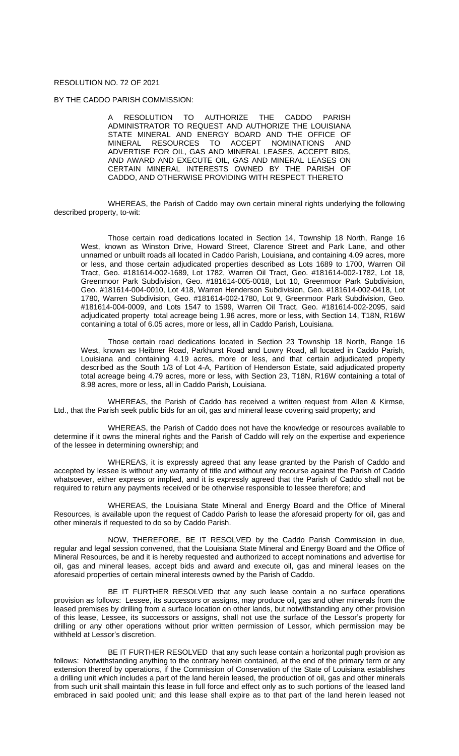RESOLUTION NO. 72 OF 2021

BY THE CADDO PARISH COMMISSION:

A RESOLUTION TO AUTHORIZE THE CADDO PARISH ADMINISTRATOR TO REQUEST AND AUTHORIZE THE LOUISIANA STATE MINERAL AND ENERGY BOARD AND THE OFFICE OF MINERAL RESOURCES TO ACCEPT NOMINATIONS AND ADVERTISE FOR OIL, GAS AND MINERAL LEASES, ACCEPT BIDS, AND AWARD AND EXECUTE OIL, GAS AND MINERAL LEASES ON CERTAIN MINERAL INTERESTS OWNED BY THE PARISH OF CADDO, AND OTHERWISE PROVIDING WITH RESPECT THERETO

WHEREAS, the Parish of Caddo may own certain mineral rights underlying the following described property, to-wit:

Those certain road dedications located in Section 14, Township 18 North, Range 16 West, known as Winston Drive, Howard Street, Clarence Street and Park Lane, and other unnamed or unbuilt roads all located in Caddo Parish, Louisiana, and containing 4.09 acres, more or less, and those certain adjudicated properties described as Lots 1689 to 1700, Warren Oil Tract, Geo. #181614-002-1689, Lot 1782, Warren Oil Tract, Geo. #181614-002-1782, Lot 18, Greenmoor Park Subdivision, Geo. #181614-005-0018, Lot 10, Greenmoor Park Subdivision, Geo. #181614-004-0010, Lot 418, Warren Henderson Subdivision, Geo. #181614-002-0418, Lot 1780, Warren Subdivision, Geo. #181614-002-1780, Lot 9, Greenmoor Park Subdivision, Geo. #181614-004-0009, and Lots 1547 to 1599, Warren Oil Tract, Geo. #181614-002-2095, said adjudicated property total acreage being 1.96 acres, more or less, with Section 14, T18N, R16W containing a total of 6.05 acres, more or less, all in Caddo Parish, Louisiana.

Those certain road dedications located in Section 23 Township 18 North, Range 16 West, known as Heibner Road, Parkhurst Road and Lowry Road, all located in Caddo Parish, Louisiana and containing 4.19 acres, more or less, and that certain adjudicated property described as the South 1/3 of Lot 4-A, Partition of Henderson Estate, said adjudicated property total acreage being 4.79 acres, more or less, with Section 23, T18N, R16W containing a total of 8.98 acres, more or less, all in Caddo Parish, Louisiana.

WHEREAS, the Parish of Caddo has received a written request from Allen & Kirmse, Ltd., that the Parish seek public bids for an oil, gas and mineral lease covering said property; and

WHEREAS, the Parish of Caddo does not have the knowledge or resources available to determine if it owns the mineral rights and the Parish of Caddo will rely on the expertise and experience of the lessee in determining ownership; and

WHEREAS, it is expressly agreed that any lease granted by the Parish of Caddo and accepted by lessee is without any warranty of title and without any recourse against the Parish of Caddo whatsoever, either express or implied, and it is expressly agreed that the Parish of Caddo shall not be required to return any payments received or be otherwise responsible to lessee therefore; and

WHEREAS, the Louisiana State Mineral and Energy Board and the Office of Mineral Resources, is available upon the request of Caddo Parish to lease the aforesaid property for oil, gas and other minerals if requested to do so by Caddo Parish.

NOW, THEREFORE, BE IT RESOLVED by the Caddo Parish Commission in due, regular and legal session convened, that the Louisiana State Mineral and Energy Board and the Office of Mineral Resources, be and it is hereby requested and authorized to accept nominations and advertise for oil, gas and mineral leases, accept bids and award and execute oil, gas and mineral leases on the aforesaid properties of certain mineral interests owned by the Parish of Caddo.

BE IT FURTHER RESOLVED that any such lease contain a no surface operations provision as follows: Lessee, its successors or assigns, may produce oil, gas and other minerals from the leased premises by drilling from a surface location on other lands, but notwithstanding any other provision of this lease, Lessee, its successors or assigns, shall not use the surface of the Lessor's property for drilling or any other operations without prior written permission of Lessor, which permission may be withheld at Lessor's discretion.

BE IT FURTHER RESOLVED that any such lease contain a horizontal pugh provision as follows: Notwithstanding anything to the contrary herein contained, at the end of the primary term or any extension thereof by operations, if the Commission of Conservation of the State of Louisiana establishes a drilling unit which includes a part of the land herein leased, the production of oil, gas and other minerals from such unit shall maintain this lease in full force and effect only as to such portions of the leased land embraced in said pooled unit; and this lease shall expire as to that part of the land herein leased not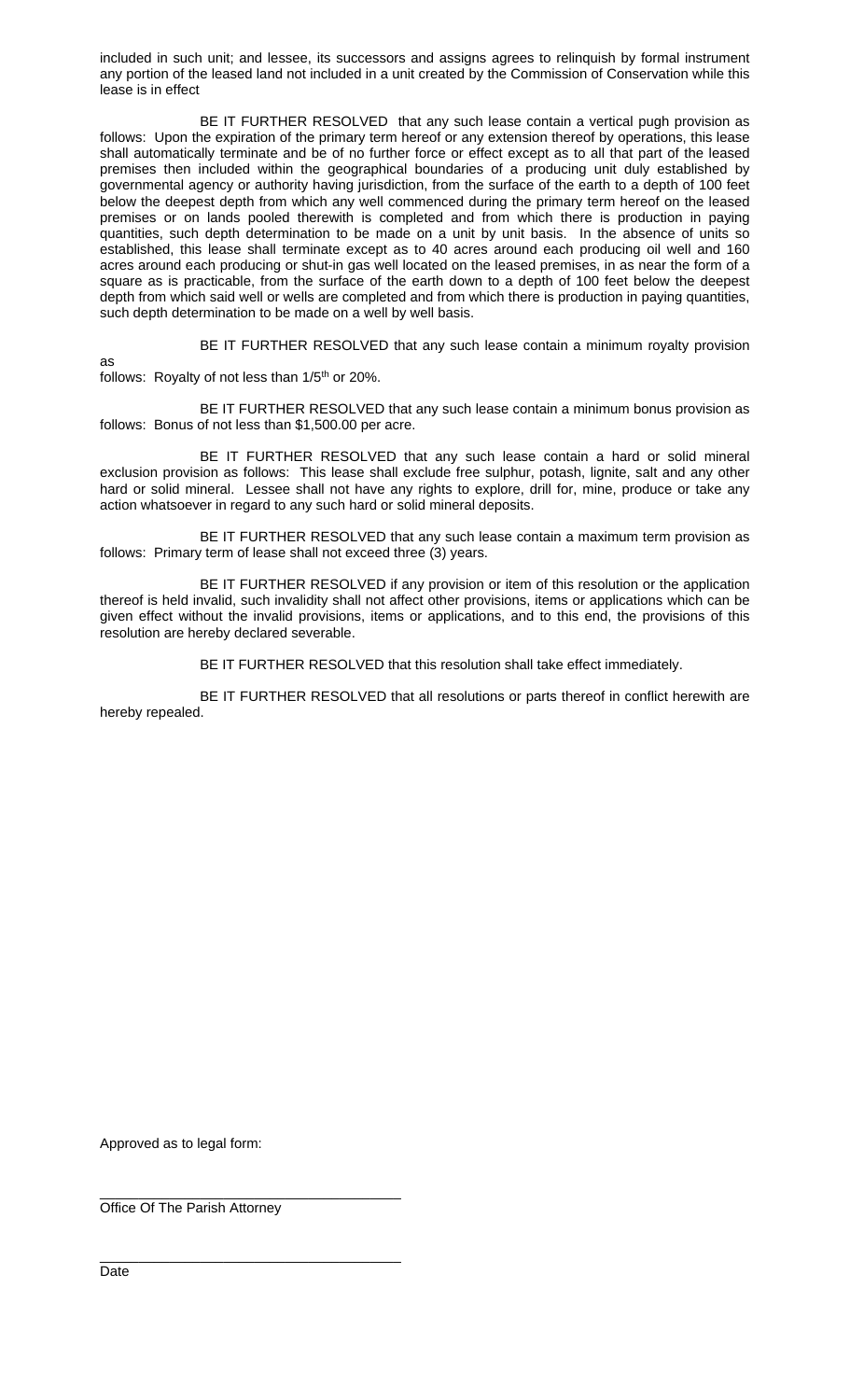included in such unit; and lessee, its successors and assigns agrees to relinquish by formal instrument any portion of the leased land not included in a unit created by the Commission of Conservation while this lease is in effect

BE IT FURTHER RESOLVED that any such lease contain a vertical pugh provision as follows: Upon the expiration of the primary term hereof or any extension thereof by operations, this lease shall automatically terminate and be of no further force or effect except as to all that part of the leased premises then included within the geographical boundaries of a producing unit duly established by governmental agency or authority having jurisdiction, from the surface of the earth to a depth of 100 feet below the deepest depth from which any well commenced during the primary term hereof on the leased premises or on lands pooled therewith is completed and from which there is production in paying quantities, such depth determination to be made on a unit by unit basis. In the absence of units so established, this lease shall terminate except as to 40 acres around each producing oil well and 160 acres around each producing or shut-in gas well located on the leased premises, in as near the form of a square as is practicable, from the surface of the earth down to a depth of 100 feet below the deepest depth from which said well or wells are completed and from which there is production in paying quantities, such depth determination to be made on a well by well basis.

BE IT FURTHER RESOLVED that any such lease contain a minimum royalty provision as
follows: Royalty of not less than 1/5th or 20%.

BE IT FURTHER RESOLVED that any such lease contain a minimum bonus provision as follows: Bonus of not less than $1,500.00 per acre.

BE IT FURTHER RESOLVED that any such lease contain a hard or solid mineral exclusion provision as follows: This lease shall exclude free sulphur, potash, lignite, salt and any other hard or solid mineral. Lessee shall not have any rights to explore, drill for, mine, produce or take any action whatsoever in regard to any such hard or solid mineral deposits.

BE IT FURTHER RESOLVED that any such lease contain a maximum term provision as follows: Primary term of lease shall not exceed three (3) years.

BE IT FURTHER RESOLVED if any provision or item of this resolution or the application thereof is held invalid, such invalidity shall not affect other provisions, items or applications which can be given effect without the invalid provisions, items or applications, and to this end, the provisions of this resolution are hereby declared severable.

BE IT FURTHER RESOLVED that this resolution shall take effect immediately.

BE IT FURTHER RESOLVED that all resolutions or parts thereof in conflict herewith are hereby repealed.

Approved as to legal form:

\_\_\_\_\_\_\_\_\_\_\_\_\_\_\_\_\_\_\_\_\_\_\_\_\_\_\_\_\_\_\_\_\_\_\_\_\_\_\_\_
Office Of The Parish Attorney

\_\_\_\_\_\_\_\_\_\_\_\_\_\_\_\_\_\_\_\_\_\_\_\_\_\_\_\_\_\_\_\_\_\_\_\_\_\_\_\_
Date